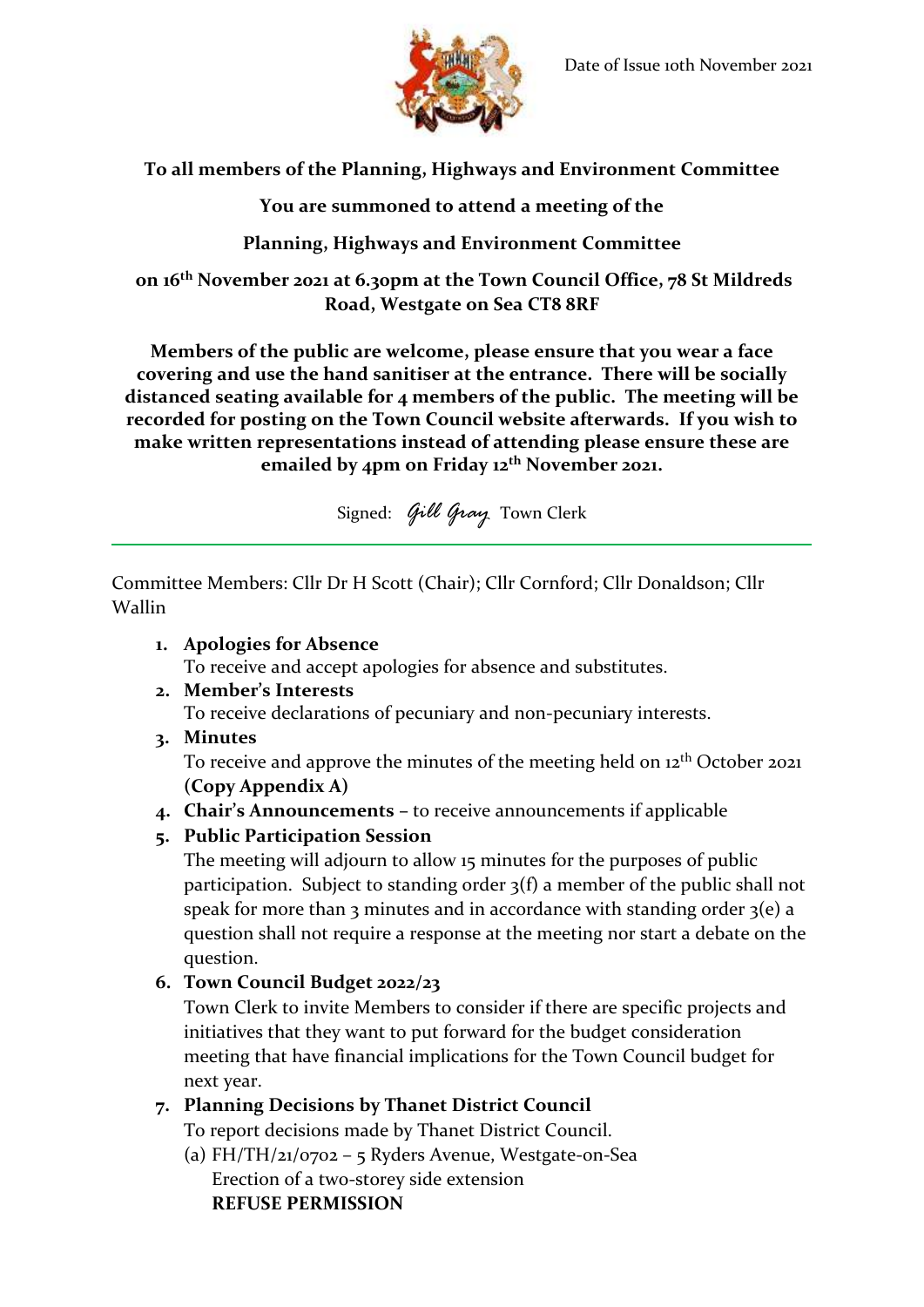Date of Issue 10th November 2021

**To all members of the Planning, Highways and Environment Committee**

**You are summoned to attend a meeting of the**

**Planning, Highways and Environment Committee**

**on 16th November 2021 at 6.30pm at the Town Council Office, 78 St Mildreds Road, Westgate on Sea CT8 8RF**

**Members of the public are welcome, please ensure that you wear a face covering and use the hand sanitiser at the entrance. There will be socially distanced seating available for 4 members of the public. The meeting will be recorded for posting on the Town Council website afterwards. If you wish to make written representations instead of attending please ensure these are emailed by 4pm on Friday 12th November 2021.**

Signed: *Gill Gray* Town Clerk

---

Committee Members: Cllr Dr H Scott (Chair); Cllr Cornford; Cllr Donaldson; Cllr Wallin

1. **Apologies for Absence**
   To receive and accept apologies for absence and substitutes.
2. **Member's Interests**
   To receive declarations of pecuniary and non-pecuniary interests.
3. **Minutes**
   To receive and approve the minutes of the meeting held on 12th October 2021 **(Copy Appendix A)**
4. **Chair's Announcements** – to receive announcements if applicable
5. **Public Participation Session**
   The meeting will adjourn to allow 15 minutes for the purposes of public participation. Subject to standing order 3(f) a member of the public shall not speak for more than 3 minutes and in accordance with standing order 3(e) a question shall not require a response at the meeting nor start a debate on the question.
6. **Town Council Budget 2022/23**
   Town Clerk to invite Members to consider if there are specific projects and initiatives that they want to put forward for the budget consideration meeting that have financial implications for the Town Council budget for next year.
7. **Planning Decisions by Thanet District Council**
   To report decisions made by Thanet District Council.
   (a) FH/TH/21/0702 – 5 Ryders Avenue, Westgate-on-Sea
   Erection of a two-storey side extension
   **REFUSE PERMISSION**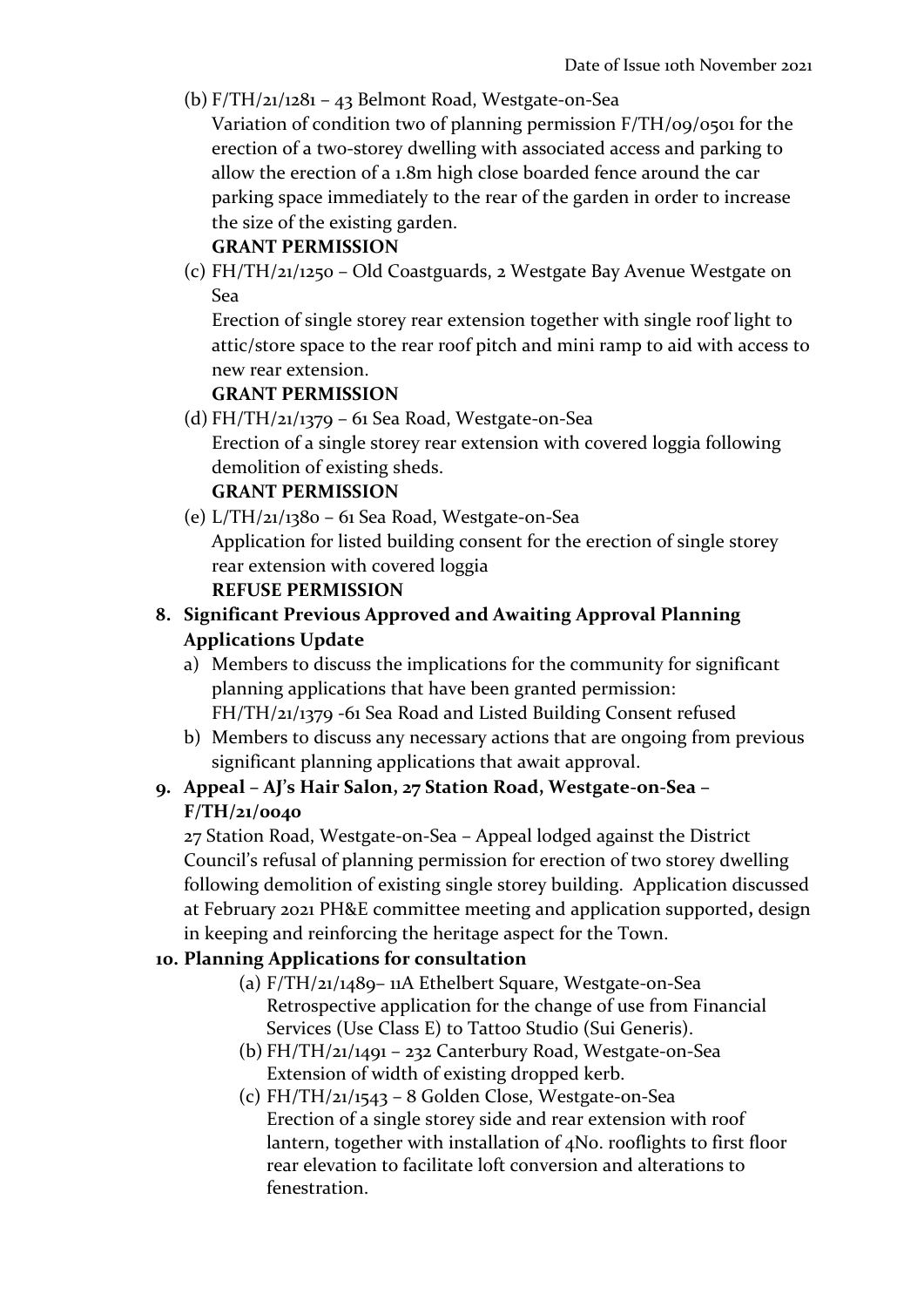(b) F/TH/21/1281 – 43 Belmont Road, Westgate-on-Sea
Variation of condition two of planning permission F/TH/09/0501 for the erection of a two-storey dwelling with associated access and parking to allow the erection of a 1.8m high close boarded fence around the car parking space immediately to the rear of the garden in order to increase the size of the existing garden.
**GRANT PERMISSION**

(c) FH/TH/21/1250 – Old Coastguards, 2 Westgate Bay Avenue Westgate on Sea
Erection of single storey rear extension together with single roof light to attic/store space to the rear roof pitch and mini ramp to aid with access to new rear extension.
**GRANT PERMISSION**

(d) FH/TH/21/1379 – 61 Sea Road, Westgate-on-Sea
Erection of a single storey rear extension with covered loggia following demolition of existing sheds.
**GRANT PERMISSION**

(e) L/TH/21/1380 – 61 Sea Road, Westgate-on-Sea
Application for listed building consent for the erection of single storey rear extension with covered loggia
**REFUSE PERMISSION**

**8. Significant Previous Approved and Awaiting Approval Planning Applications Update**

a) Members to discuss the implications for the community for significant planning applications that have been granted permission:
FH/TH/21/1379 -61 Sea Road and Listed Building Consent refused

b) Members to discuss any necessary actions that are ongoing from previous significant planning applications that await approval.

**9. Appeal – AJ's Hair Salon, 27 Station Road, Westgate-on-Sea – F/TH/21/0040**

27 Station Road, Westgate-on-Sea – Appeal lodged against the District Council's refusal of planning permission for erection of two storey dwelling following demolition of existing single storey building. Application discussed at February 2021 PH&E committee meeting and application supported, design in keeping and reinforcing the heritage aspect for the Town.

**10. Planning Applications for consultation**

(a) F/TH/21/1489– 11A Ethelbert Square, Westgate-on-Sea
Retrospective application for the change of use from Financial Services (Use Class E) to Tattoo Studio (Sui Generis).

(b) FH/TH/21/1491 – 232 Canterbury Road, Westgate-on-Sea
Extension of width of existing dropped kerb.

(c) FH/TH/21/1543 – 8 Golden Close, Westgate-on-Sea
Erection of a single storey side and rear extension with roof lantern, together with installation of 4No. rooflights to first floor rear elevation to facilitate loft conversion and alterations to fenestration.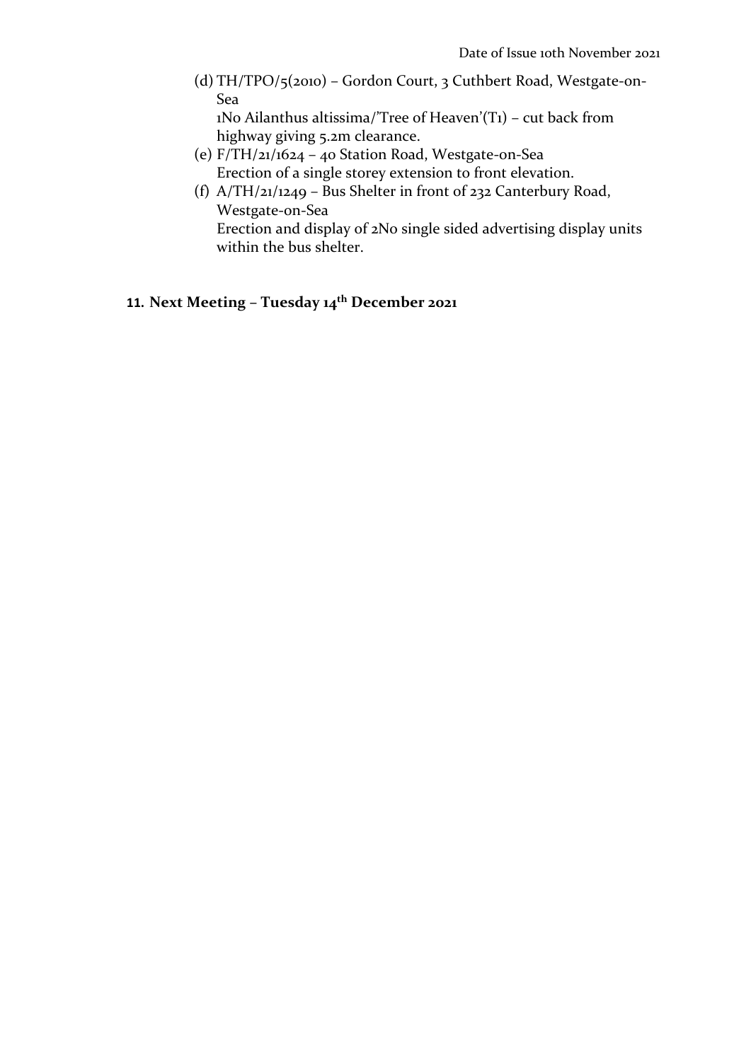(d) TH/TPO/5(2010) – Gordon Court, 3 Cuthbert Road, Westgate-on-Sea
1No Ailanthus altissima/'Tree of Heaven'(T1) – cut back from highway giving 5.2m clearance.

(e) F/TH/21/1624 – 40 Station Road, Westgate-on-Sea
Erection of a single storey extension to front elevation.

(f) A/TH/21/1249 – Bus Shelter in front of 232 Canterbury Road, Westgate-on-Sea
Erection and display of 2No single sided advertising display units within the bus shelter.

**11. Next Meeting – Tuesday 14th December 2021**